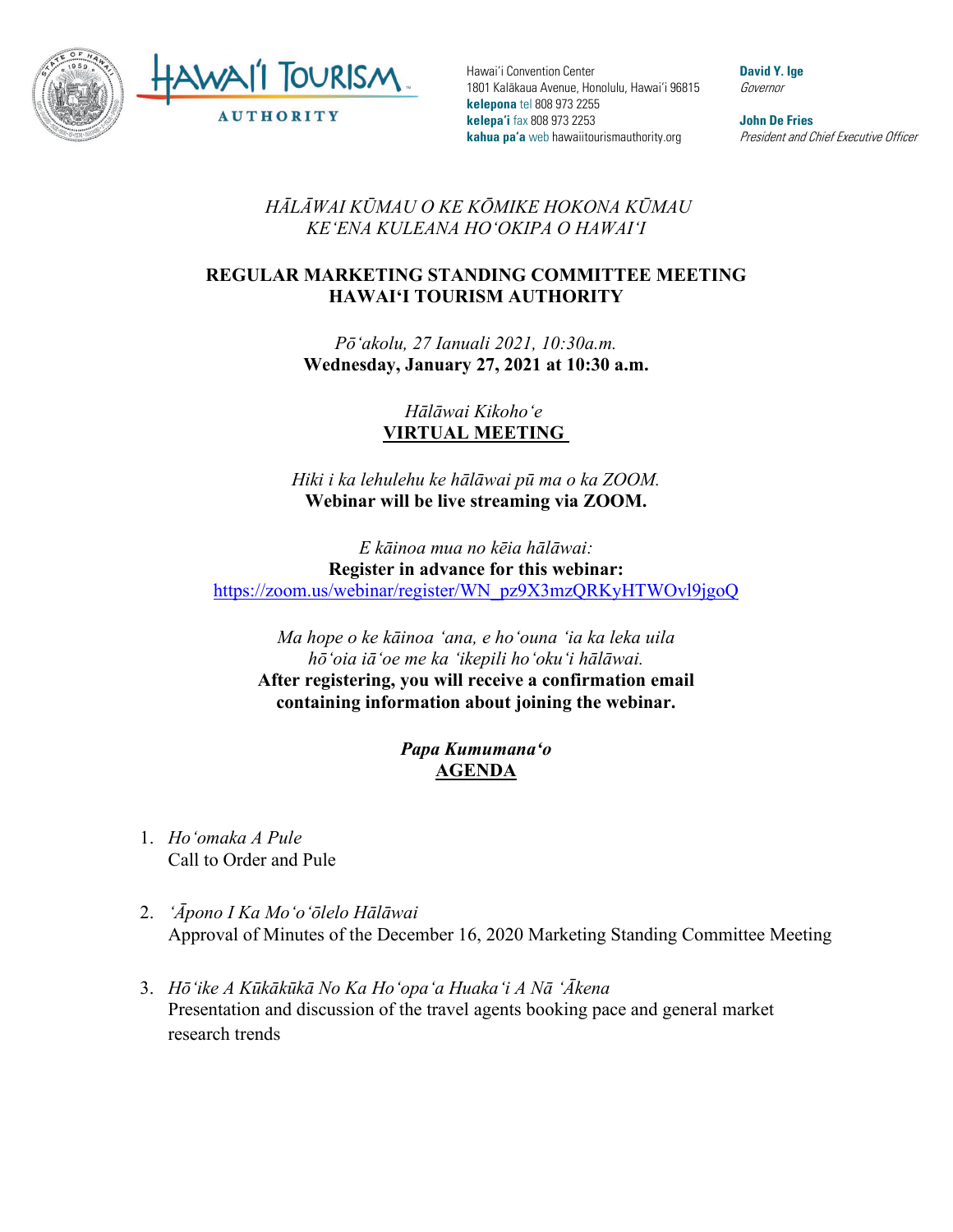Hawai'i Convention Center
1801 Kalākaua Avenue, Honolulu, Hawai'i 96815
**kelepona** tel 808 973 2255
**kelepa'i** fax 808 973 2253
**kahua pa'a** web hawaiitourismauthority.org

**David Y. Ige**
*Governor*

**John De Fries**
*President and Chief Executive Officer*

*HĀLĀWAI KŪMAU O KE KŌMIKE HOKONA KŪMAU*
*KEʻENA KULEANA HOʻOKIPA O HAWAIʻI*

**REGULAR MARKETING STANDING COMMITTEE MEETING**
**HAWAIʻI TOURISM AUTHORITY**

*Pōʻakolu, 27 Ianuali 2021, 10:30a.m.*
**Wednesday, January 27, 2021 at 10:30 a.m.**

*Hālāwai Kikohoʻe*
**VIRTUAL MEETING**

*Hiki i ka lehulehu ke hālāwai pū ma o ka ZOOM.*
**Webinar will be live streaming via ZOOM.**

*E kāinoa mua no kēia hālāwai:*
**Register in advance for this webinar:**
https://zoom.us/webinar/register/WN_pz9X3mzQRKyHTWOvl9jgoQ

*Ma hope o ke kāinoa ʻana, e hoʻouna ʻia ka leka uila hōʻoia iāʻoe me ka ʻikepili hoʻokuʻi hālāwai.*
**After registering, you will receive a confirmation email containing information about joining the webinar.**

***Papa Kumumanaʻo***
**AGENDA**

1. *Hoʻomaka A Pule*
   Call to Order and Pule

2. *ʻĀpono I Ka Moʻoʻōlelo Hālāwai*
   Approval of Minutes of the December 16, 2020 Marketing Standing Committee Meeting

3. *Hōʻike A Kūkākūkā No Ka Hoʻopaʻa Huakaʻi A Nā ʻĀkena*
   Presentation and discussion of the travel agents booking pace and general market research trends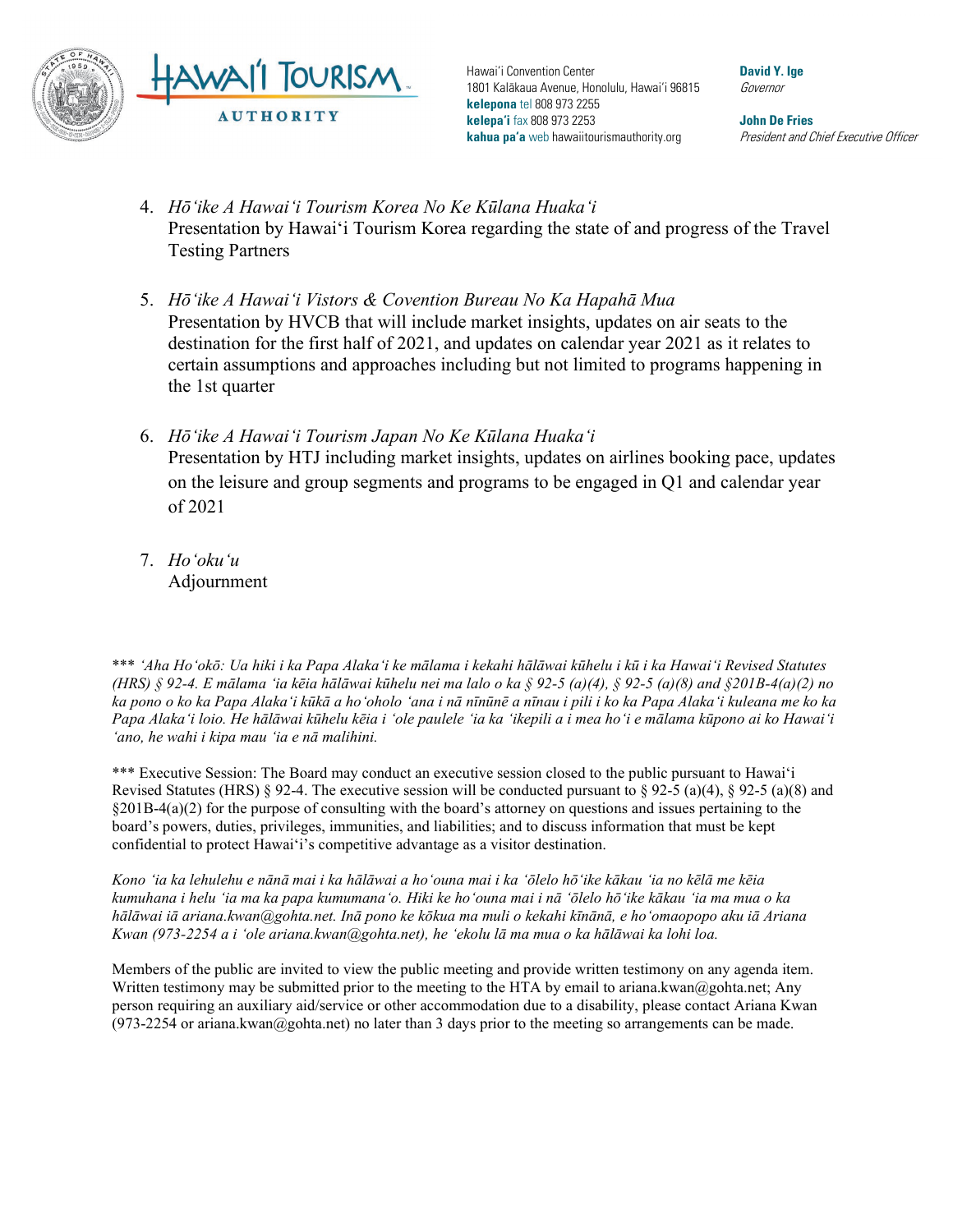4. *Hōʻike A Hawaiʻi Tourism Korea No Ke Kūlana Huakaʻi*
   Presentation by Hawaiʻi Tourism Korea regarding the state of and progress of the Travel Testing Partners

5. *Hōʻike A Hawaiʻi Vistors & Covention Bureau No Ka Hapahā Mua*
   Presentation by HVCB that will include market insights, updates on air seats to the destination for the first half of 2021, and updates on calendar year 2021 as it relates to certain assumptions and approaches including but not limited to programs happening in the 1st quarter

6. *Hōʻike A Hawaiʻi Tourism Japan No Ke Kūlana Huakaʻi*
   Presentation by HTJ including market insights, updates on airlines booking pace, updates on the leisure and group segments and programs to be engaged in Q1 and calendar year of 2021

7. *Hoʻokuʻu*
   Adjournment

*\*\*\* ʻAha Hoʻokō: Ua hiki i ka Papa Alakaʻi ke mālama i kekahi hālāwai kūhelu i kū i ka Hawaiʻi Revised Statutes (HRS) § 92-4. E mālama ʻia kēia hālāwai kūhelu nei ma lalo o ka § 92-5 (a)(4), § 92-5 (a)(8) and §201B-4(a)(2) no ka pono o ko ka Papa Alakaʻi kūkā a hoʻoholo ʻana i nā nīnūnē a nīnau i pili i ko ka Papa Alakaʻi kuleana me ko ka Papa Alakaʻi loio. He hālāwai kūhelu kēia i ʻole paulele ʻia ka ʻikepili a i mea hoʻi e mālama kūpono ai ko Hawaiʻi ʻano, he wahi i kipa mau ʻia e nā malihini.*

\*\*\* Executive Session: The Board may conduct an executive session closed to the public pursuant to Hawaiʻi Revised Statutes (HRS) § 92-4. The executive session will be conducted pursuant to § 92-5 (a)(4), § 92-5 (a)(8) and §201B-4(a)(2) for the purpose of consulting with the board's attorney on questions and issues pertaining to the board's powers, duties, privileges, immunities, and liabilities; and to discuss information that must be kept confidential to protect Hawaiʻi's competitive advantage as a visitor destination.

*Kono ʻia ka lehulehu e nānā mai i ka hālāwai a hoʻouna mai i ka ʻōlelo hōʻike kākau ʻia no kēlā me kēia kumuhana i helu ʻia ma ka papa kumumanaʻo. Hiki ke hoʻouna mai i nā ʻōlelo hōʻike kākau ʻia ma mua o ka hālāwai iā ariana.kwan@gohta.net. Inā pono ke kōkua ma muli o kekahi kīnānā, e hoʻomaopopo aku iā Ariana Kwan (973-2254 a i ʻole ariana.kwan@gohta.net), he ʻekolu lā ma mua o ka hālāwai ka lohi loa.*

Members of the public are invited to view the public meeting and provide written testimony on any agenda item. Written testimony may be submitted prior to the meeting to the HTA by email to ariana.kwan@gohta.net; Any person requiring an auxiliary aid/service or other accommodation due to a disability, please contact Ariana Kwan (973-2254 or ariana.kwan@gohta.net) no later than 3 days prior to the meeting so arrangements can be made.